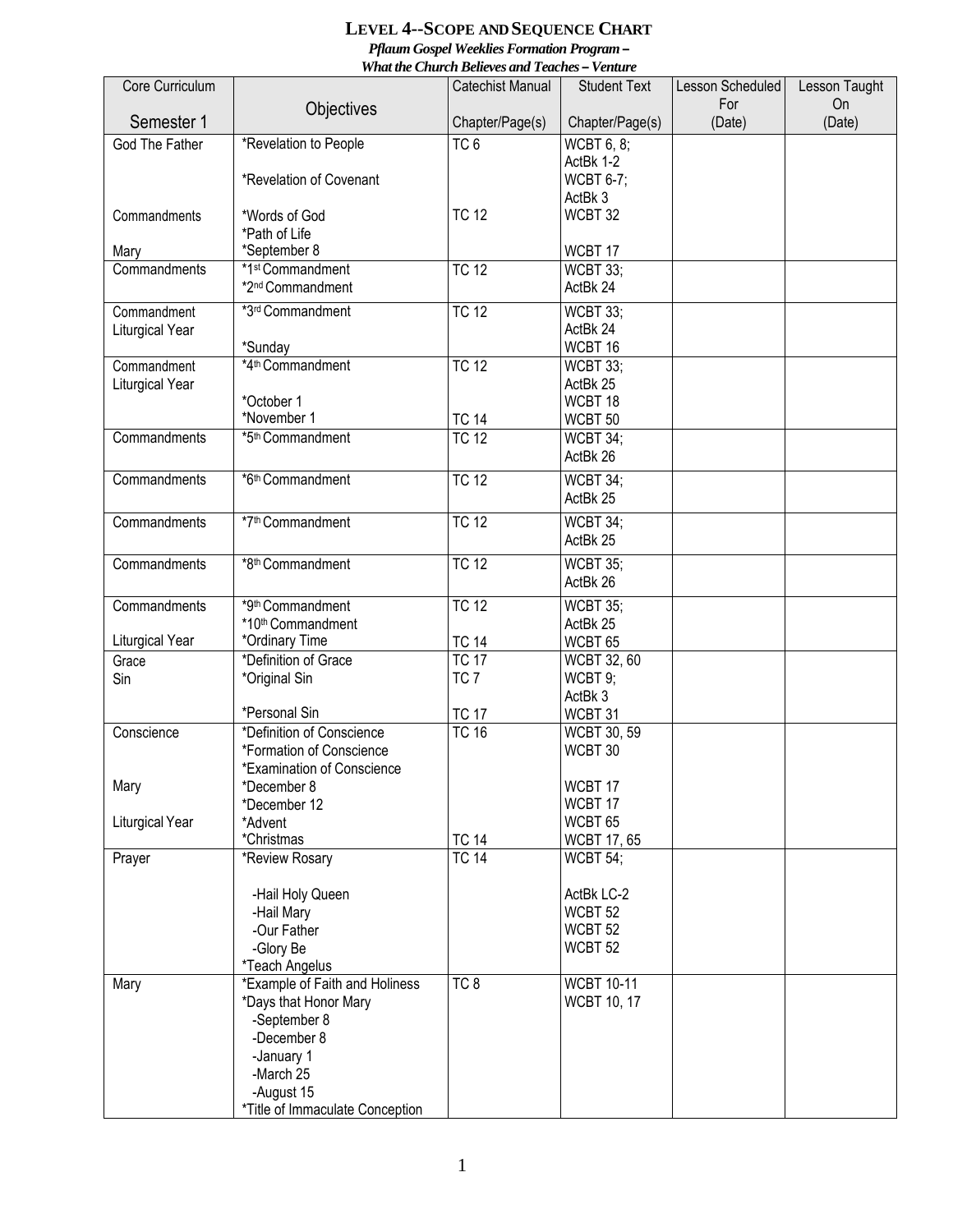# LEVEL 4--SCOPE AND SEQUENCE CHART

***Pflaum Gospel Weeklies Formation Program –***
***What the Church Believes and Teaches – Venture***

| Core Curriculum<br><br>Semester 1 | Objectives | Catechist Manual<br><br>Chapter/Page(s) | Student Text<br><br>Chapter/Page(s) | Lesson Scheduled For (Date) | Lesson Taught On (Date) |
|---|---|---|---|---|---|
| God The Father<br><br><br>Commandments<br><br>Mary | *Revelation to People<br><br>*Revelation of Covenant<br><br>*Words of God<br>*Path of Life<br>*September 8 | TC 6<br><br><br><br>TC 12 | WCBT 6, 8;<br>ActBk 1-2<br>WCBT 6-7;<br>ActBk 3<br>WCBT 32<br><br>WCBT 17 | | |
| Commandments | *1st Commandment<br>*2nd Commandment | TC 12 | WCBT 33;<br>ActBk 24 | | |
| Commandment<br>Liturgical Year | *3rd Commandment<br><br>*Sunday | TC 12 | WCBT 33;<br>ActBk 24<br>WCBT 16 | | |
| Commandment<br>Liturgical Year | *4th Commandment<br><br>*October 1<br>*November 1 | TC 12<br><br><br>TC 14 | WCBT 33;<br>ActBk 25<br>WCBT 18<br>WCBT 50 | | |
| Commandments | *5th Commandment | TC 12 | WCBT 34;<br>ActBk 26 | | |
| Commandments | *6th Commandment | TC 12 | WCBT 34;<br>ActBk 25 | | |
| Commandments | *7th Commandment | TC 12 | WCBT 34;<br>ActBk 25 | | |
| Commandments | *8th Commandment | TC 12 | WCBT 35;<br>ActBk 26 | | |
| Commandments<br><br>Liturgical Year | *9th Commandment<br>*10th Commandment<br>*Ordinary Time | TC 12<br><br>TC 14 | WCBT 35;<br>ActBk 25<br>WCBT 65 | | |
| Grace<br>Sin | *Definition of Grace<br>*Original Sin<br><br>*Personal Sin | TC 17<br>TC 7<br><br>TC 17 | WCBT 32, 60<br>WCBT 9;<br>ActBk 3<br>WCBT 31 | | |
| Conscience<br><br><br>Mary<br><br>Liturgical Year | *Definition of Conscience<br>*Formation of Conscience<br>*Examination of Conscience<br>*December 8<br>*December 12<br>*Advent<br>*Christmas | TC 16<br><br><br><br><br><br>TC 14 | WCBT 30, 59<br>WCBT 30<br><br>WCBT 17<br>WCBT 17<br>WCBT 65<br>WCBT 17, 65 | | |
| Prayer | *Review Rosary<br><br>-Hail Holy Queen<br>-Hail Mary<br>-Our Father<br>-Glory Be<br>*Teach Angelus | TC 14 | WCBT 54;<br><br>ActBk LC-2<br>WCBT 52<br>WCBT 52<br>WCBT 52 | | |
| Mary | *Example of Faith and Holiness<br>*Days that Honor Mary<br>-September 8<br>-December 8<br>-January 1<br>-March 25<br>-August 15<br>*Title of Immaculate Conception | TC 8 | WCBT 10-11<br>WCBT 10, 17 | | |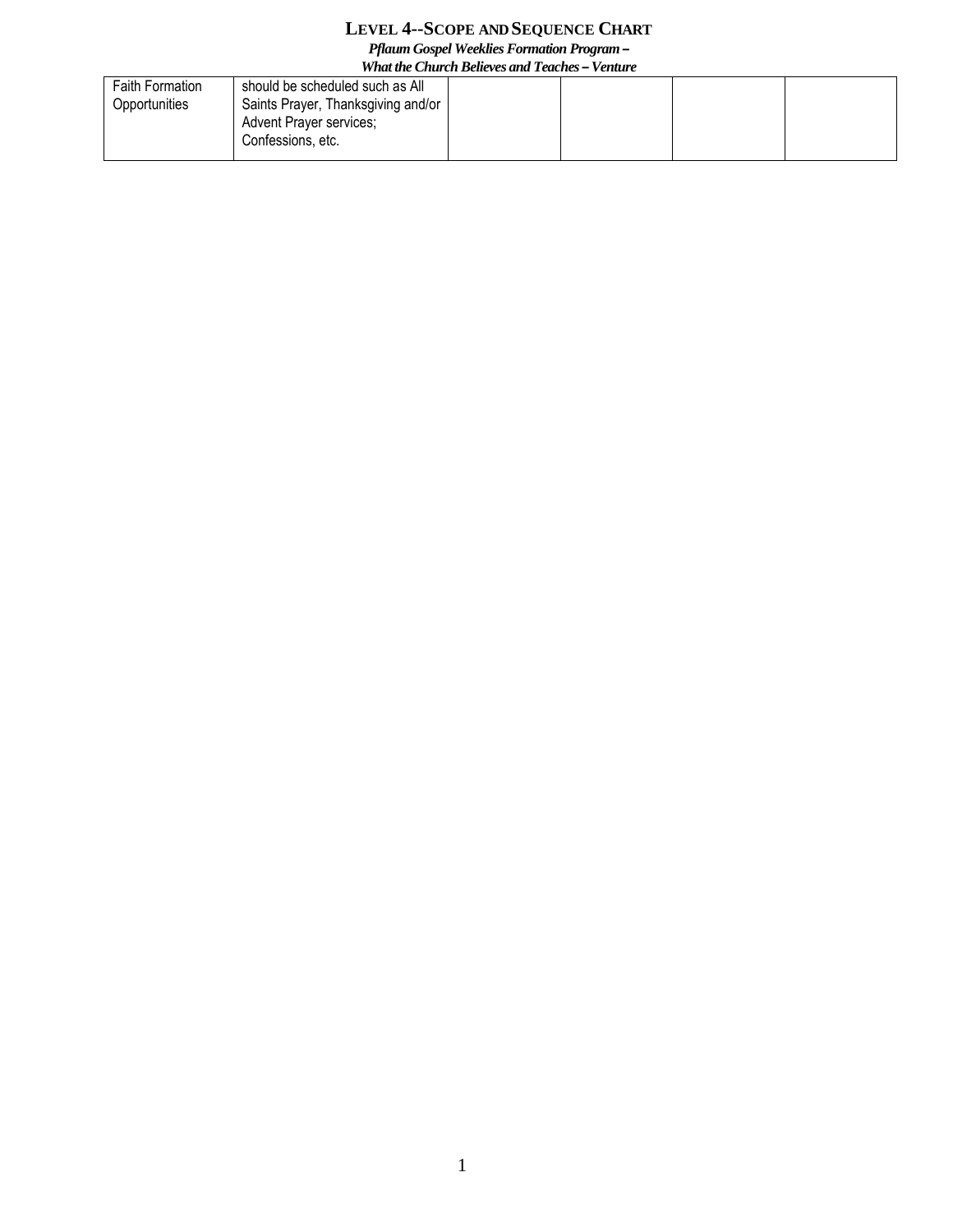| Faith Formation Opportunities | should be scheduled such as All Saints Prayer, Thanksgiving and/or Advent Prayer services; Confessions, etc. | | | | |
|---|---|---|---|---|---|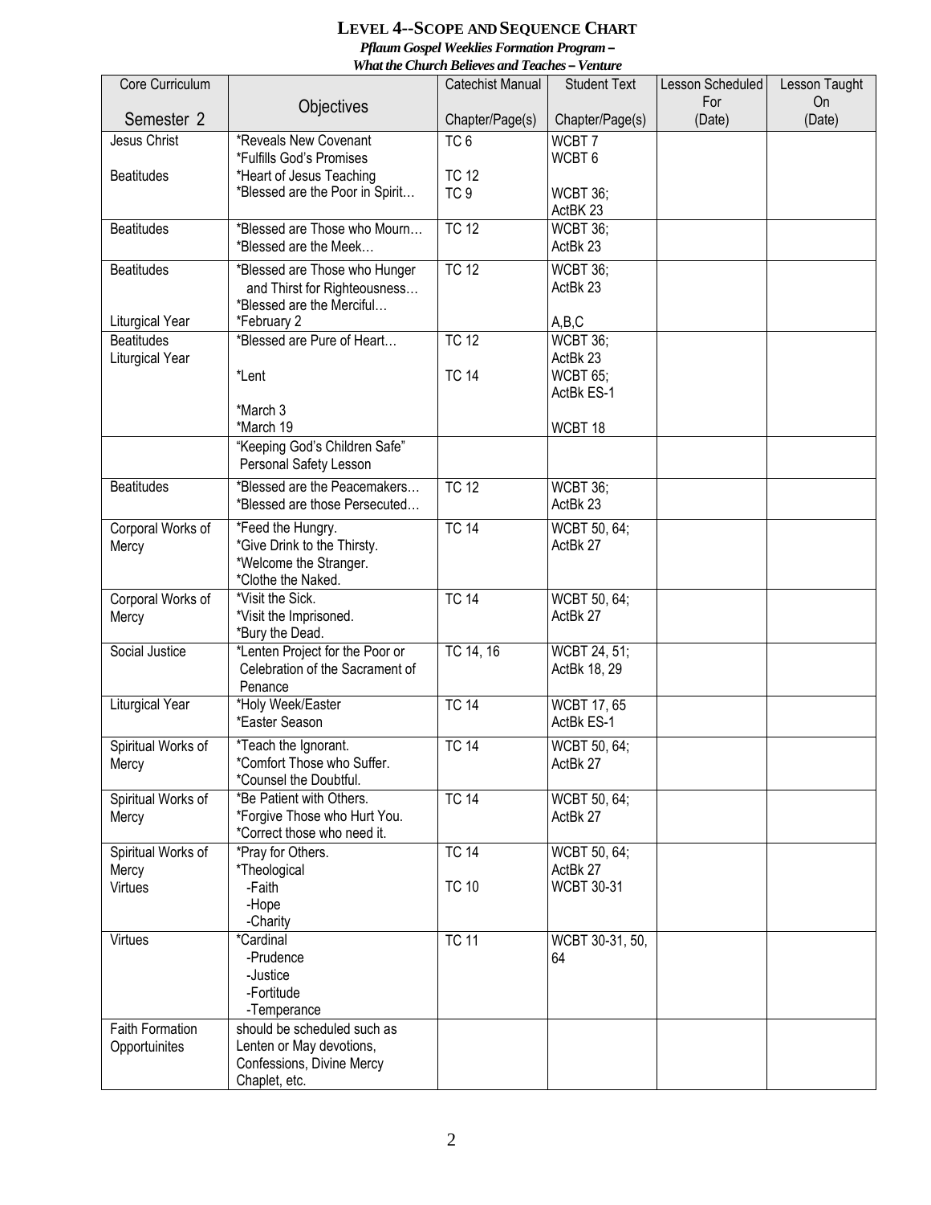# LEVEL 4--SCOPE AND SEQUENCE CHART

***Pflaum Gospel Weeklies Formation Program –***
***What the Church Believes and Teaches – Venture***

| Core Curriculum<br><br>Semester 2 | Objectives | Catechist Manual<br><br>Chapter/Page(s) | Student Text<br><br>Chapter/Page(s) | Lesson Scheduled For (Date) | Lesson Taught On (Date) |
|---|---|---|---|---|---|
| Jesus Christ<br><br>Beatitudes | *Reveals New Covenant<br>*Fulfills God's Promises<br>*Heart of Jesus Teaching<br>*Blessed are the Poor in Spirit… | TC 6<br><br>TC 12<br>TC 9 | WCBT 7<br>WCBT 6<br><br>WCBT 36;<br>ActBK 23 | | |
| Beatitudes | *Blessed are Those who Mourn…<br>*Blessed are the Meek… | TC 12 | WCBT 36;<br>ActBk 23 | | |
| Beatitudes<br><br><br>Liturgical Year | *Blessed are Those who Hunger and Thirst for Righteousness…<br>*Blessed are the Merciful…<br>*February 2 | TC 12 | WCBT 36;<br>ActBk 23<br><br>A,B,C | | |
| Beatitudes<br>Liturgical Year | *Blessed are Pure of Heart…<br><br>*Lent<br><br>*March 3<br>*March 19 | TC 12<br><br>TC 14 | WCBT 36;<br>ActBk 23<br>WCBT 65;<br>ActBk ES-1<br><br>WCBT 18 | | |
| | "Keeping God's Children Safe" Personal Safety Lesson | | | | |
| Beatitudes | *Blessed are the Peacemakers…<br>*Blessed are those Persecuted… | TC 12 | WCBT 36;<br>ActBk 23 | | |
| Corporal Works of Mercy | *Feed the Hungry.<br>*Give Drink to the Thirsty.<br>*Welcome the Stranger.<br>*Clothe the Naked. | TC 14 | WCBT 50, 64;<br>ActBk 27 | | |
| Corporal Works of Mercy | *Visit the Sick.<br>*Visit the Imprisoned.<br>*Bury the Dead. | TC 14 | WCBT 50, 64;<br>ActBk 27 | | |
| Social Justice | *Lenten Project for the Poor or Celebration of the Sacrament of Penance | TC 14, 16 | WCBT 24, 51;<br>ActBk 18, 29 | | |
| Liturgical Year | *Holy Week/Easter<br>*Easter Season | TC 14 | WCBT 17, 65<br>ActBk ES-1 | | |
| Spiritual Works of Mercy | *Teach the Ignorant.<br>*Comfort Those who Suffer.<br>*Counsel the Doubtful. | TC 14 | WCBT 50, 64;<br>ActBk 27 | | |
| Spiritual Works of Mercy | *Be Patient with Others.<br>*Forgive Those who Hurt You.<br>*Correct those who need it. | TC 14 | WCBT 50, 64;<br>ActBk 27 | | |
| Spiritual Works of Mercy<br>Virtues | *Pray for Others.<br>*Theological<br>-Faith<br>-Hope<br>-Charity | TC 14<br><br>TC 10 | WCBT 50, 64;<br>ActBk 27<br>WCBT 30-31 | | |
| Virtues | *Cardinal<br>-Prudence<br>-Justice<br>-Fortitude<br>-Temperance | TC 11 | WCBT 30-31, 50, 64 | | |
| Faith Formation Opportuinites | should be scheduled such as Lenten or May devotions, Confessions, Divine Mercy Chaplet, etc. | | | | |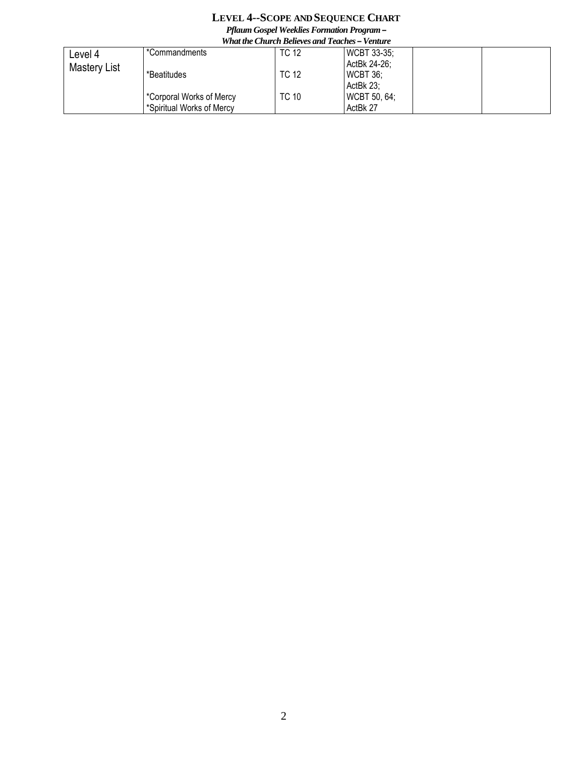# LEVEL 4--SCOPE AND SEQUENCE CHART

***Pflaum Gospel Weeklies Formation Program –***
***What the Church Believes and Teaches – Venture***

| | | | | | |
|---|---|---|---|---|---|
| Level 4 Mastery List | *Commandments<br><br>*Beatitudes<br><br>*Corporal Works of Mercy<br>*Spiritual Works of Mercy | TC 12<br><br>TC 12<br><br>TC 10 | WCBT 33-35;<br>ActBk 24-26;<br>WCBT 36;<br>ActBk 23;<br>WCBT 50, 64;<br>ActBk 27 | | |